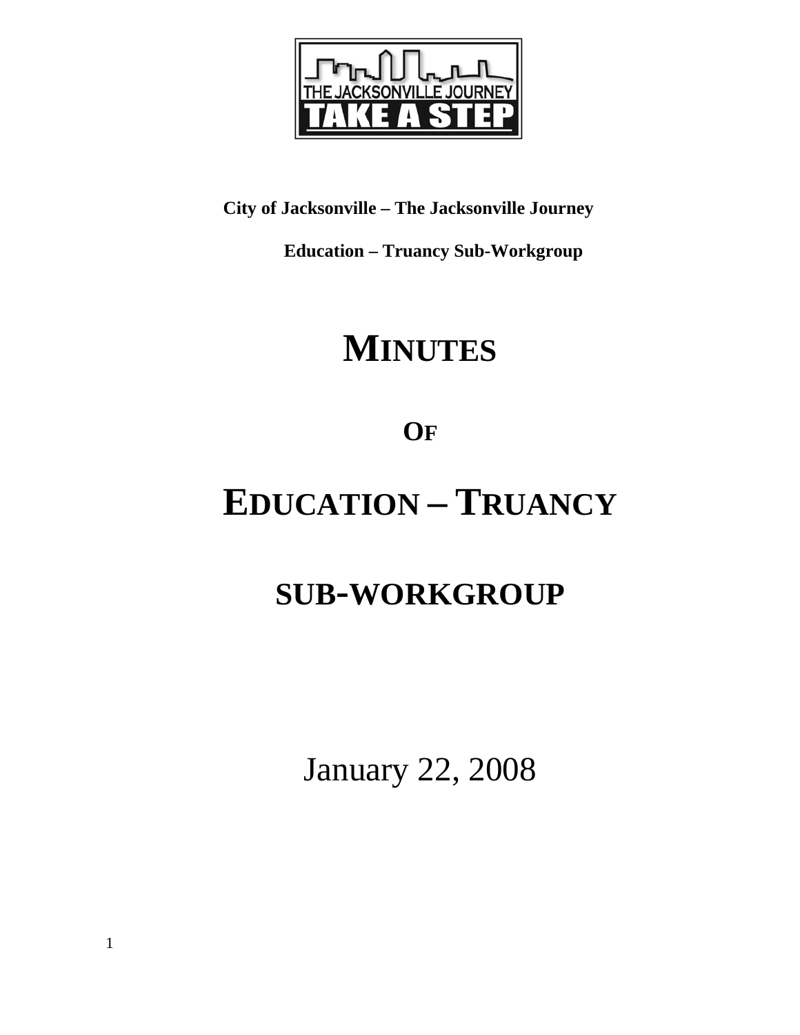**City of Jacksonville – The Jacksonville Journey**

**Education – Truancy Sub-Workgroup**

# MINUTES

## OF

# EDUCATION – TRUANCY

# SUB-WORKGROUP

January 22, 2008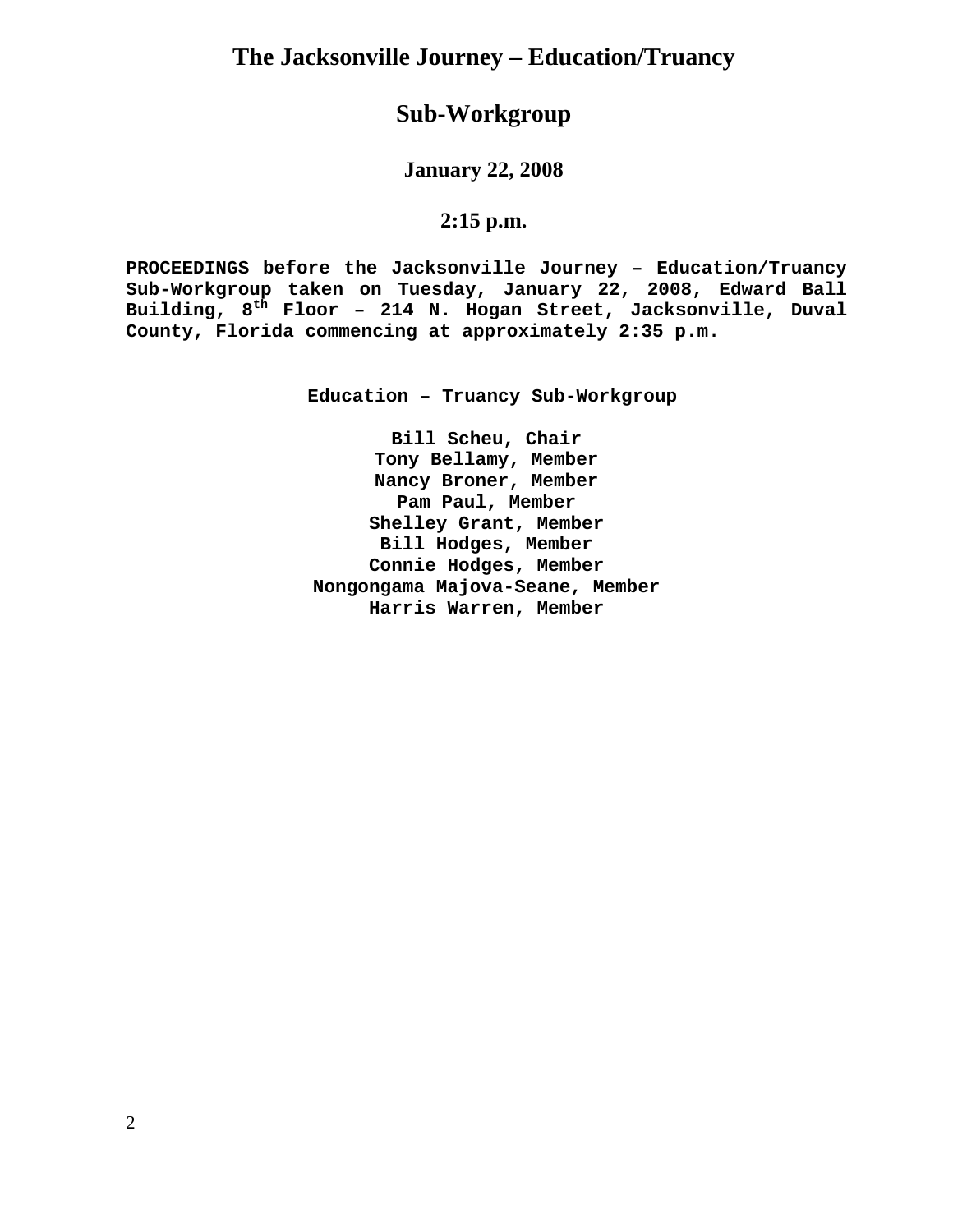# The Jacksonville Journey – Education/Truancy

# Sub-Workgroup

### January 22, 2008

### 2:15 p.m.

**PROCEEDINGS before the Jacksonville Journey – Education/Truancy Sub-Workgroup taken on Tuesday, January 22, 2008, Edward Ball Building, 8th Floor – 214 N. Hogan Street, Jacksonville, Duval County, Florida commencing at approximately 2:35 p.m.**

**Education – Truancy Sub-Workgroup**

**Bill Scheu, Chair**
**Tony Bellamy, Member**
**Nancy Broner, Member**
**Pam Paul, Member**
**Shelley Grant, Member**
**Bill Hodges, Member**
**Connie Hodges, Member**
**Nongongama Majova-Seane, Member**
**Harris Warren, Member**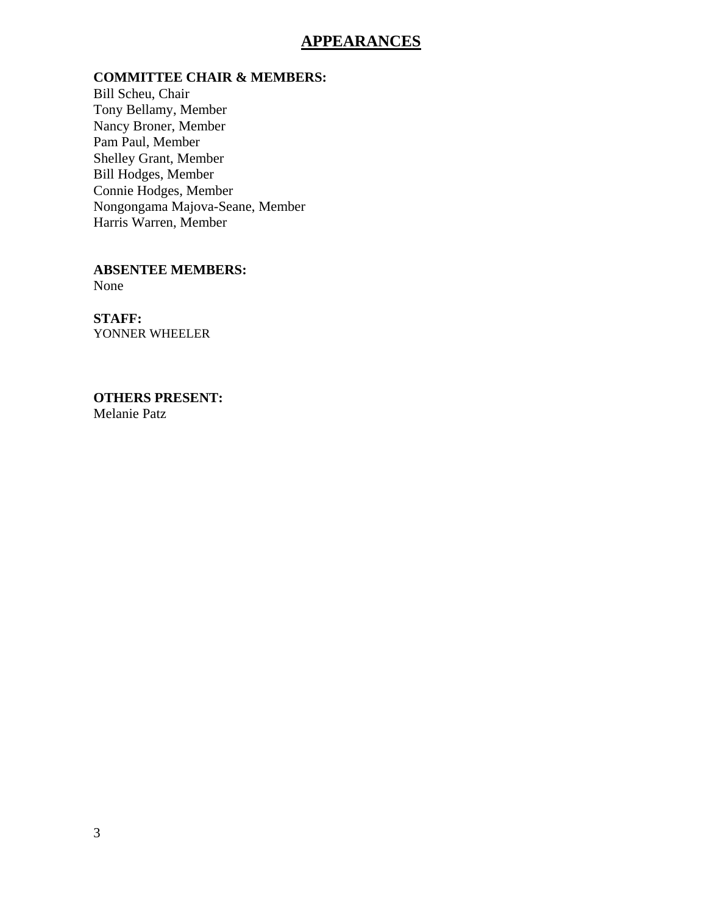# APPEARANCES

**COMMITTEE CHAIR & MEMBERS:**
Bill Scheu, Chair
Tony Bellamy, Member
Nancy Broner, Member
Pam Paul, Member
Shelley Grant, Member
Bill Hodges, Member
Connie Hodges, Member
Nongongama Majova-Seane, Member
Harris Warren, Member

**ABSENTEE MEMBERS:**
None

**STAFF:**
YONNER WHEELER

**OTHERS PRESENT:**
Melanie Patz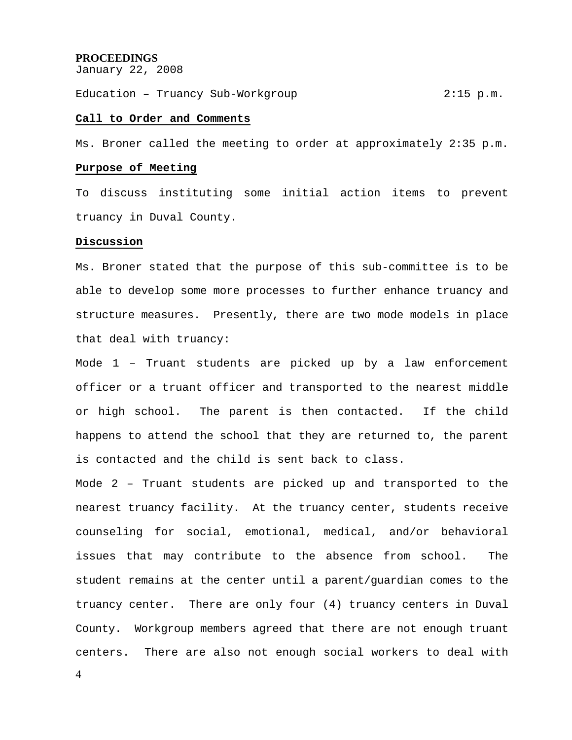**PROCEEDINGS**
January 22, 2008

Education – Truancy Sub-Workgroup 2:15 p.m.

**Call to Order and Comments**

Ms. Broner called the meeting to order at approximately 2:35 p.m.

**Purpose of Meeting**

To discuss instituting some initial action items to prevent truancy in Duval County.

**Discussion**

Ms. Broner stated that the purpose of this sub-committee is to be able to develop some more processes to further enhance truancy and structure measures. Presently, there are two mode models in place that deal with truancy:

Mode 1 – Truant students are picked up by a law enforcement officer or a truant officer and transported to the nearest middle or high school. The parent is then contacted. If the child happens to attend the school that they are returned to, the parent is contacted and the child is sent back to class.

Mode 2 – Truant students are picked up and transported to the nearest truancy facility. At the truancy center, students receive counseling for social, emotional, medical, and/or behavioral issues that may contribute to the absence from school. The student remains at the center until a parent/guardian comes to the truancy center. There are only four (4) truancy centers in Duval County. Workgroup members agreed that there are not enough truant centers. There are also not enough social workers to deal with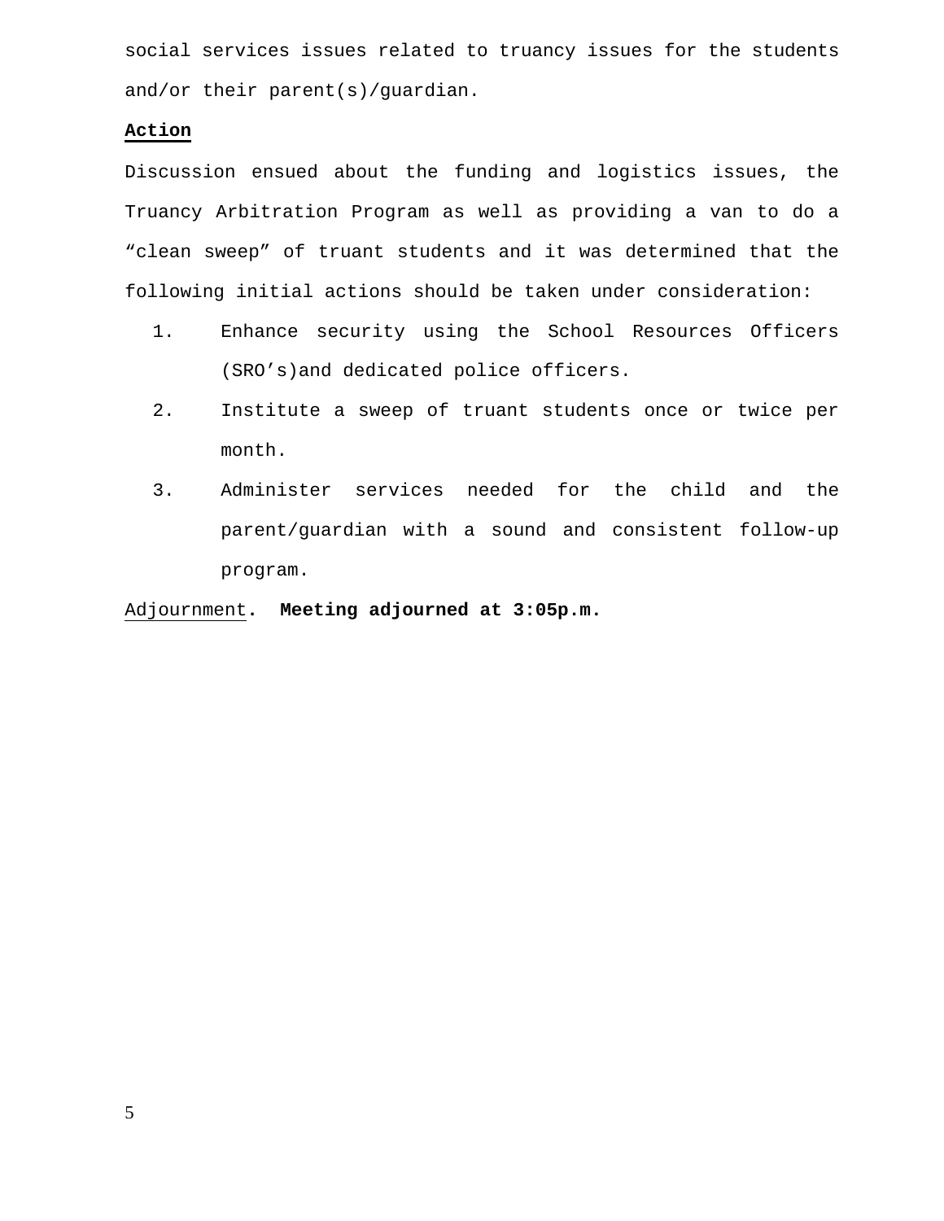social services issues related to truancy issues for the students and/or their parent(s)/guardian.

**Action**

Discussion ensued about the funding and logistics issues, the Truancy Arbitration Program as well as providing a van to do a "clean sweep" of truant students and it was determined that the following initial actions should be taken under consideration:

1. Enhance security using the School Resources Officers (SRO's)and dedicated police officers.
2. Institute a sweep of truant students once or twice per month.
3. Administer services needed for the child and the parent/guardian with a sound and consistent follow-up program.

Adjournment. **Meeting adjourned at 3:05p.m.**